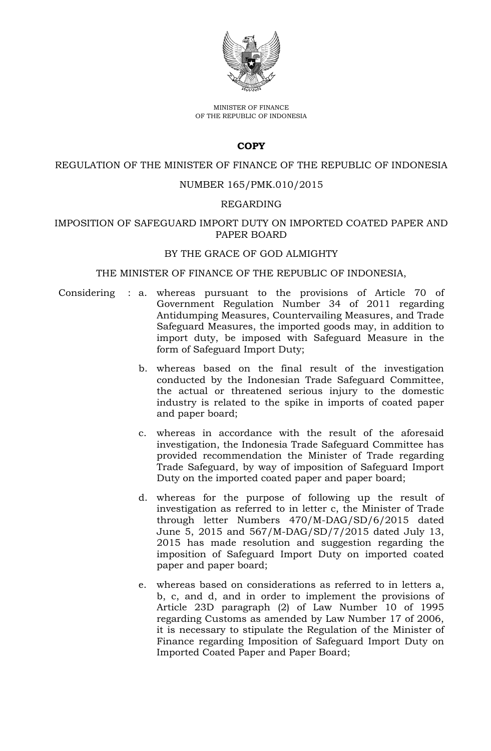MINISTER OF FINANCE
OF THE REPUBLIC OF INDONESIA

**COPY**

REGULATION OF THE MINISTER OF FINANCE OF THE REPUBLIC OF INDONESIA

NUMBER 165/PMK.010/2015

REGARDING

IMPOSITION OF SAFEGUARD IMPORT DUTY ON IMPORTED COATED PAPER AND PAPER BOARD

BY THE GRACE OF GOD ALMIGHTY

THE MINISTER OF FINANCE OF THE REPUBLIC OF INDONESIA,

Considering :

a. whereas pursuant to the provisions of Article 70 of Government Regulation Number 34 of 2011 regarding Antidumping Measures, Countervailing Measures, and Trade Safeguard Measures, the imported goods may, in addition to import duty, be imposed with Safeguard Measure in the form of Safeguard Import Duty;

b. whereas based on the final result of the investigation conducted by the Indonesian Trade Safeguard Committee, the actual or threatened serious injury to the domestic industry is related to the spike in imports of coated paper and paper board;

c. whereas in accordance with the result of the aforesaid investigation, the Indonesia Trade Safeguard Committee has provided recommendation the Minister of Trade regarding Trade Safeguard, by way of imposition of Safeguard Import Duty on the imported coated paper and paper board;

d. whereas for the purpose of following up the result of investigation as referred to in letter c, the Minister of Trade through letter Numbers 470/M-DAG/SD/6/2015 dated June 5, 2015 and 567/M-DAG/SD/7/2015 dated July 13, 2015 has made resolution and suggestion regarding the imposition of Safeguard Import Duty on imported coated paper and paper board;

e. whereas based on considerations as referred to in letters a, b, c, and d, and in order to implement the provisions of Article 23D paragraph (2) of Law Number 10 of 1995 regarding Customs as amended by Law Number 17 of 2006, it is necessary to stipulate the Regulation of the Minister of Finance regarding Imposition of Safeguard Import Duty on Imported Coated Paper and Paper Board;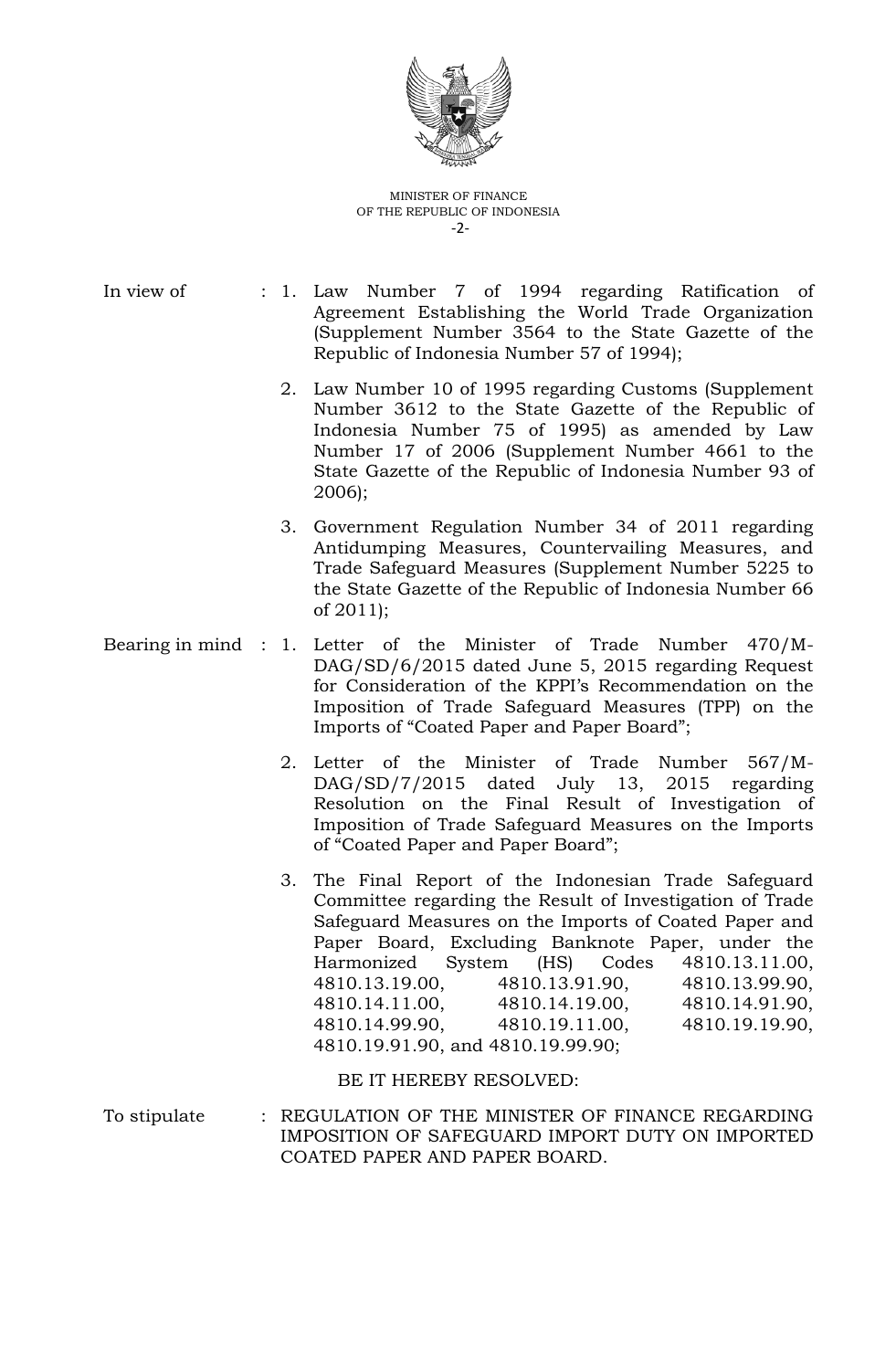In view of :

1. Law Number 7 of 1994 regarding Ratification of Agreement Establishing the World Trade Organization (Supplement Number 3564 to the State Gazette of the Republic of Indonesia Number 57 of 1994);
2. Law Number 10 of 1995 regarding Customs (Supplement Number 3612 to the State Gazette of the Republic of Indonesia Number 75 of 1995) as amended by Law Number 17 of 2006 (Supplement Number 4661 to the State Gazette of the Republic of Indonesia Number 93 of 2006);
3. Government Regulation Number 34 of 2011 regarding Antidumping Measures, Countervailing Measures, and Trade Safeguard Measures (Supplement Number 5225 to the State Gazette of the Republic of Indonesia Number 66 of 2011);

Bearing in mind :

1. Letter of the Minister of Trade Number 470/M-DAG/SD/6/2015 dated June 5, 2015 regarding Request for Consideration of the KPPI's Recommendation on the Imposition of Trade Safeguard Measures (TPP) on the Imports of "Coated Paper and Paper Board";
2. Letter of the Minister of Trade Number 567/M-DAG/SD/7/2015 dated July 13, 2015 regarding Resolution on the Final Result of Investigation of Imposition of Trade Safeguard Measures on the Imports of "Coated Paper and Paper Board";
3. The Final Report of the Indonesian Trade Safeguard Committee regarding the Result of Investigation of Trade Safeguard Measures on the Imports of Coated Paper and Paper Board, Excluding Banknote Paper, under the Harmonized System (HS) Codes 4810.13.11.00, 4810.13.19.00, 4810.13.91.90, 4810.13.99.90, 4810.14.11.00, 4810.14.19.00, 4810.14.91.90, 4810.14.99.90, 4810.19.11.00, 4810.19.19.90, 4810.19.91.90, and 4810.19.99.90;

BE IT HEREBY RESOLVED:

To stipulate : REGULATION OF THE MINISTER OF FINANCE REGARDING IMPOSITION OF SAFEGUARD IMPORT DUTY ON IMPORTED COATED PAPER AND PAPER BOARD.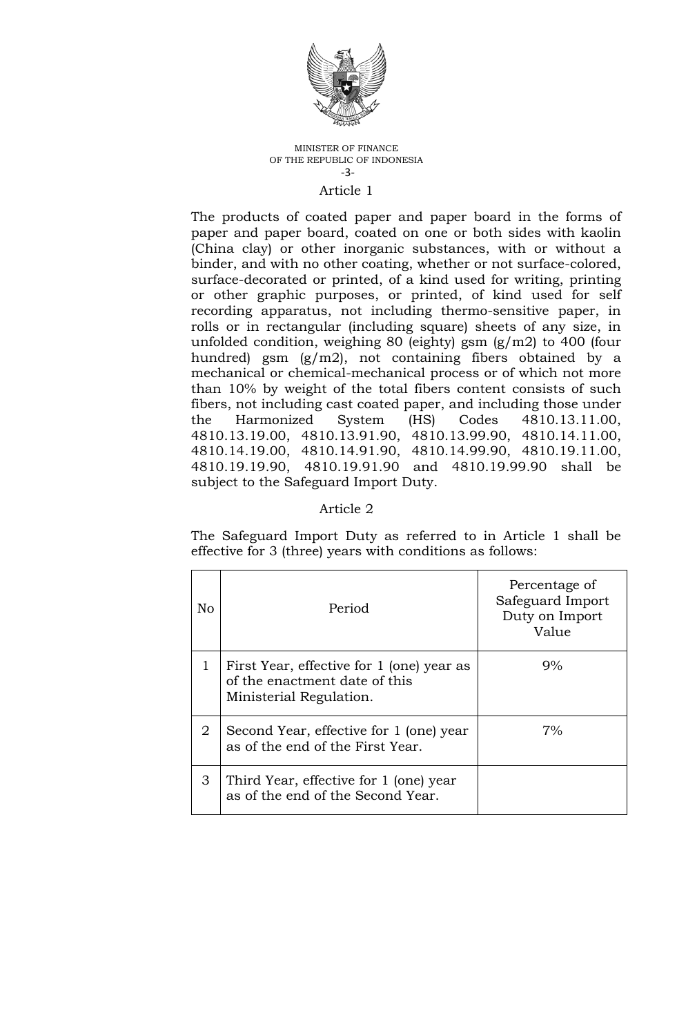## Article 1

The products of coated paper and paper board in the forms of paper and paper board, coated on one or both sides with kaolin (China clay) or other inorganic substances, with or without a binder, and with no other coating, whether or not surface-colored, surface-decorated or printed, of a kind used for writing, printing or other graphic purposes, or printed, of kind used for self recording apparatus, not including thermo-sensitive paper, in rolls or in rectangular (including square) sheets of any size, in unfolded condition, weighing 80 (eighty) gsm (g/m2) to 400 (four hundred) gsm (g/m2), not containing fibers obtained by a mechanical or chemical-mechanical process or of which not more than 10% by weight of the total fibers content consists of such fibers, not including cast coated paper, and including those under the Harmonized System (HS) Codes 4810.13.11.00, 4810.13.19.00, 4810.13.91.90, 4810.13.99.90, 4810.14.11.00, 4810.14.19.00, 4810.14.91.90, 4810.14.99.90, 4810.19.11.00, 4810.19.19.90, 4810.19.91.90 and 4810.19.99.90 shall be subject to the Safeguard Import Duty.

## Article 2

The Safeguard Import Duty as referred to in Article 1 shall be effective for 3 (three) years with conditions as follows:

| No | Period | Percentage of Safeguard Import Duty on Import Value |
|---|---|---|
| 1 | First Year, effective for 1 (one) year as of the enactment date of this Ministerial Regulation. | 9% |
| 2 | Second Year, effective for 1 (one) year as of the end of the First Year. | 7% |
| 3 | Third Year, effective for 1 (one) year as of the end of the Second Year. | |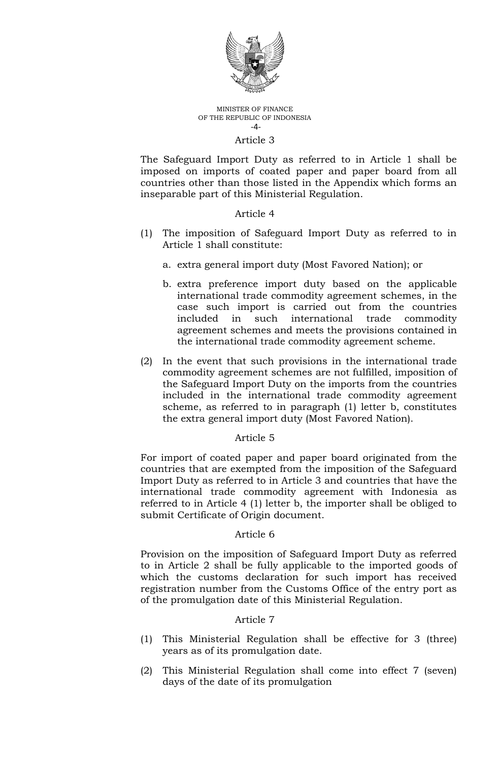### Article 3

The Safeguard Import Duty as referred to in Article 1 shall be imposed on imports of coated paper and paper board from all countries other than those listed in the Appendix which forms an inseparable part of this Ministerial Regulation.

### Article 4

(1) The imposition of Safeguard Import Duty as referred to in Article 1 shall constitute:

   a. extra general import duty (Most Favored Nation); or

   b. extra preference import duty based on the applicable international trade commodity agreement schemes, in the case such import is carried out from the countries included in such international trade commodity agreement schemes and meets the provisions contained in the international trade commodity agreement scheme.

(2) In the event that such provisions in the international trade commodity agreement schemes are not fulfilled, imposition of the Safeguard Import Duty on the imports from the countries included in the international trade commodity agreement scheme, as referred to in paragraph (1) letter b, constitutes the extra general import duty (Most Favored Nation).

### Article 5

For import of coated paper and paper board originated from the countries that are exempted from the imposition of the Safeguard Import Duty as referred to in Article 3 and countries that have the international trade commodity agreement with Indonesia as referred to in Article 4 (1) letter b, the importer shall be obliged to submit Certificate of Origin document.

### Article 6

Provision on the imposition of Safeguard Import Duty as referred to in Article 2 shall be fully applicable to the imported goods of which the customs declaration for such import has received registration number from the Customs Office of the entry port as of the promulgation date of this Ministerial Regulation.

### Article 7

(1) This Ministerial Regulation shall be effective for 3 (three) years as of its promulgation date.

(2) This Ministerial Regulation shall come into effect 7 (seven) days of the date of its promulgation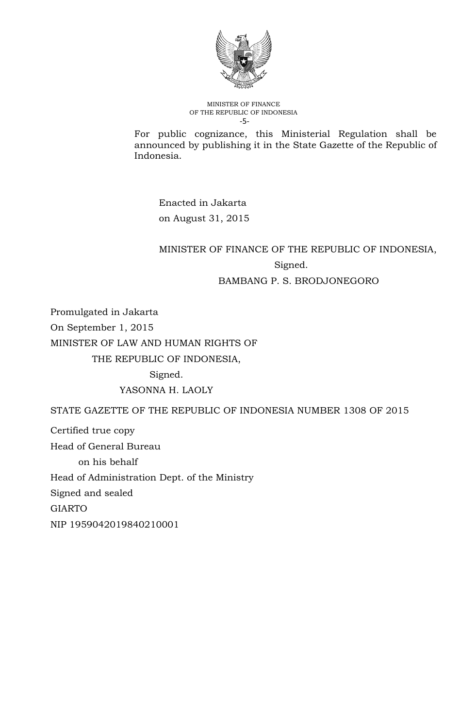For public cognizance, this Ministerial Regulation shall be announced by publishing it in the State Gazette of the Republic of Indonesia.

Enacted in Jakarta
on August 31, 2015

MINISTER OF FINANCE OF THE REPUBLIC OF INDONESIA,
Signed.
BAMBANG P. S. BRODJONEGORO

Promulgated in Jakarta
On September 1, 2015
MINISTER OF LAW AND HUMAN RIGHTS OF
THE REPUBLIC OF INDONESIA,
Signed.
YASONNA H. LAOLY

STATE GAZETTE OF THE REPUBLIC OF INDONESIA NUMBER 1308 OF 2015

Certified true copy
Head of General Bureau
on his behalf
Head of Administration Dept. of the Ministry
Signed and sealed
GIARTO
NIP 195904201984021000 1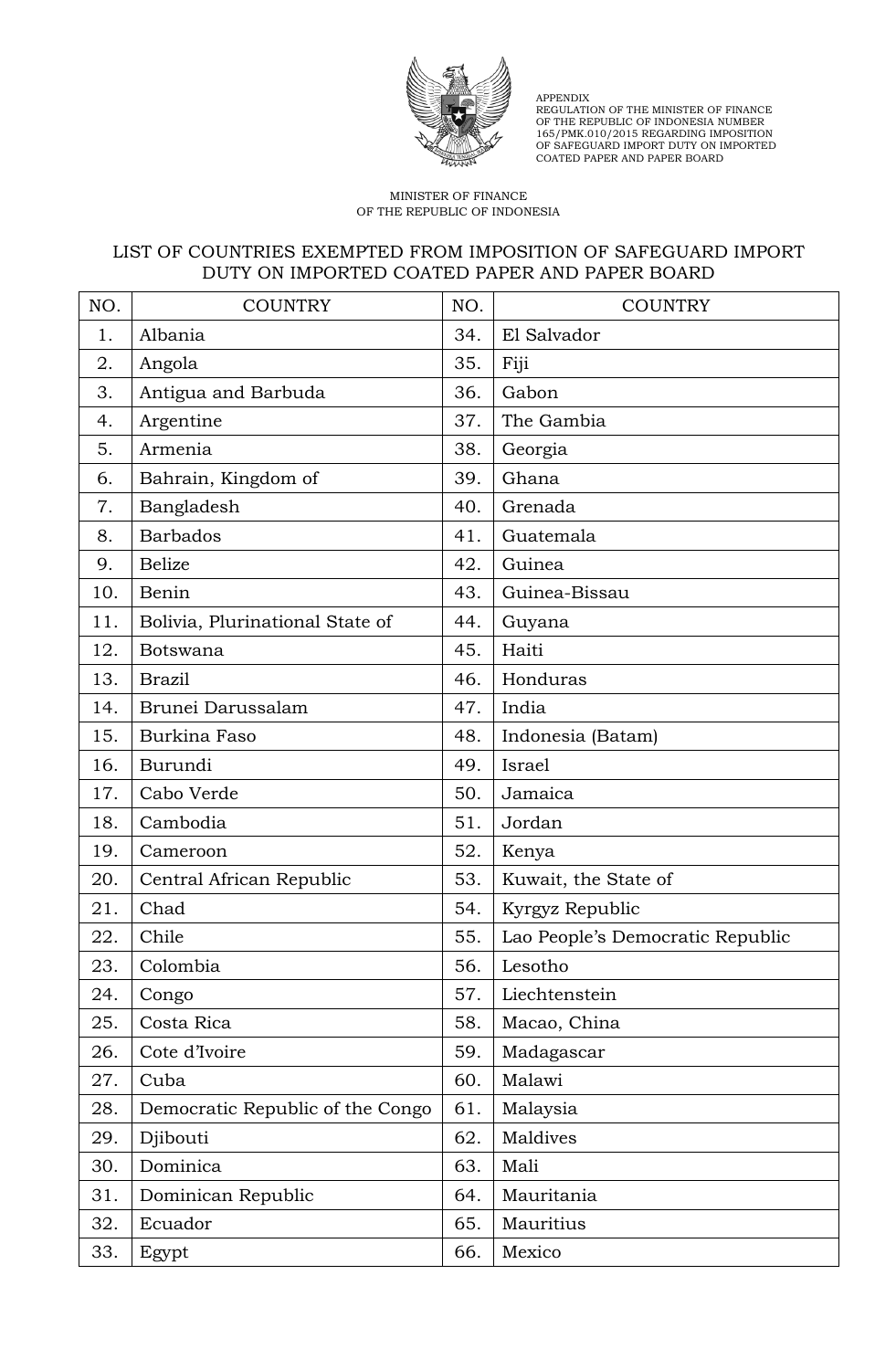APPENDIX
REGULATION OF THE MINISTER OF FINANCE
OF THE REPUBLIC OF INDONESIA NUMBER
165/PMK.010/2015 REGARDING IMPOSITION
OF SAFEGUARD IMPORT DUTY ON IMPORTED
COATED PAPER AND PAPER BOARD

MINISTER OF FINANCE
OF THE REPUBLIC OF INDONESIA

## LIST OF COUNTRIES EXEMPTED FROM IMPOSITION OF SAFEGUARD IMPORT DUTY ON IMPORTED COATED PAPER AND PAPER BOARD

| NO. | COUNTRY | NO. | COUNTRY |
|---|---|---|---|
| 1. | Albania | 34. | El Salvador |
| 2. | Angola | 35. | Fiji |
| 3. | Antigua and Barbuda | 36. | Gabon |
| 4. | Argentine | 37. | The Gambia |
| 5. | Armenia | 38. | Georgia |
| 6. | Bahrain, Kingdom of | 39. | Ghana |
| 7. | Bangladesh | 40. | Grenada |
| 8. | Barbados | 41. | Guatemala |
| 9. | Belize | 42. | Guinea |
| 10. | Benin | 43. | Guinea-Bissau |
| 11. | Bolivia, Plurinational State of | 44. | Guyana |
| 12. | Botswana | 45. | Haiti |
| 13. | Brazil | 46. | Honduras |
| 14. | Brunei Darussalam | 47. | India |
| 15. | Burkina Faso | 48. | Indonesia (Batam) |
| 16. | Burundi | 49. | Israel |
| 17. | Cabo Verde | 50. | Jamaica |
| 18. | Cambodia | 51. | Jordan |
| 19. | Cameroon | 52. | Kenya |
| 20. | Central African Republic | 53. | Kuwait, the State of |
| 21. | Chad | 54. | Kyrgyz Republic |
| 22. | Chile | 55. | Lao People's Democratic Republic |
| 23. | Colombia | 56. | Lesotho |
| 24. | Congo | 57. | Liechtenstein |
| 25. | Costa Rica | 58. | Macao, China |
| 26. | Cote d'Ivoire | 59. | Madagascar |
| 27. | Cuba | 60. | Malawi |
| 28. | Democratic Republic of the Congo | 61. | Malaysia |
| 29. | Djibouti | 62. | Maldives |
| 30. | Dominica | 63. | Mali |
| 31. | Dominican Republic | 64. | Mauritania |
| 32. | Ecuador | 65. | Mauritius |
| 33. | Egypt | 66. | Mexico |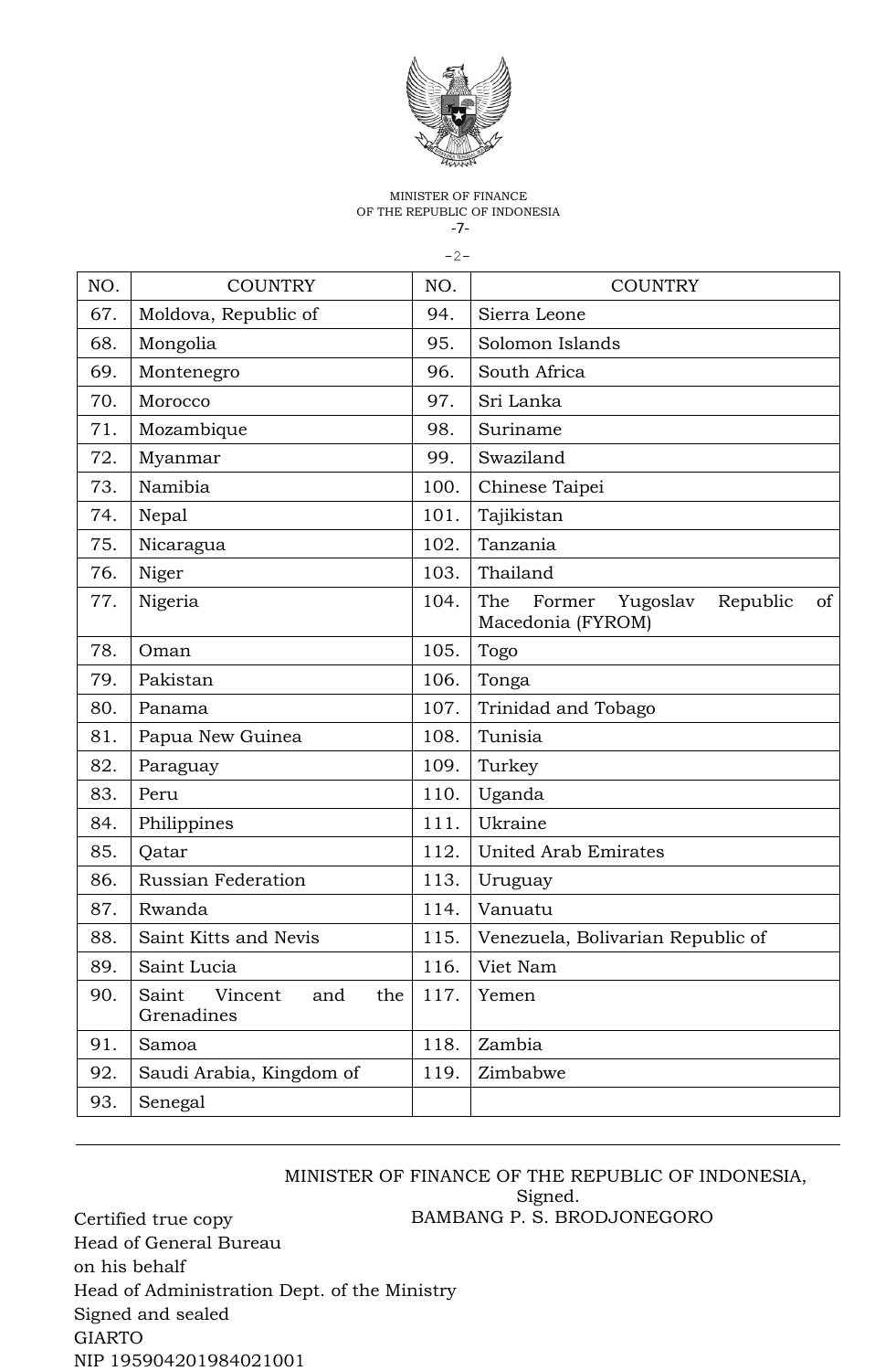MINISTER OF FINANCE
OF THE REPUBLIC OF INDONESIA

-2-

| NO. | COUNTRY | NO. | COUNTRY |
|---|---|---|---|
| 67. | Moldova, Republic of | 94. | Sierra Leone |
| 68. | Mongolia | 95. | Solomon Islands |
| 69. | Montenegro | 96. | South Africa |
| 70. | Morocco | 97. | Sri Lanka |
| 71. | Mozambique | 98. | Suriname |
| 72. | Myanmar | 99. | Swaziland |
| 73. | Namibia | 100. | Chinese Taipei |
| 74. | Nepal | 101. | Tajikistan |
| 75. | Nicaragua | 102. | Tanzania |
| 76. | Niger | 103. | Thailand |
| 77. | Nigeria | 104. | The Former Yugoslav Republic of Macedonia (FYROM) |
| 78. | Oman | 105. | Togo |
| 79. | Pakistan | 106. | Tonga |
| 80. | Panama | 107. | Trinidad and Tobago |
| 81. | Papua New Guinea | 108. | Tunisia |
| 82. | Paraguay | 109. | Turkey |
| 83. | Peru | 110. | Uganda |
| 84. | Philippines | 111. | Ukraine |
| 85. | Qatar | 112. | United Arab Emirates |
| 86. | Russian Federation | 113. | Uruguay |
| 87. | Rwanda | 114. | Vanuatu |
| 88. | Saint Kitts and Nevis | 115. | Venezuela, Bolivarian Republic of |
| 89. | Saint Lucia | 116. | Viet Nam |
| 90. | Saint Vincent and the Grenadines | 117. | Yemen |
| 91. | Samoa | 118. | Zambia |
| 92. | Saudi Arabia, Kingdom of | 119. | Zimbabwe |
| 93. | Senegal | | |

---

MINISTER OF FINANCE OF THE REPUBLIC OF INDONESIA,
Signed.
BAMBANG P. S. BRODJONEGORO

Certified true copy
Head of General Bureau
on his behalf
Head of Administration Dept. of the Ministry
Signed and sealed
GIARTO
NIP 195904201984021001